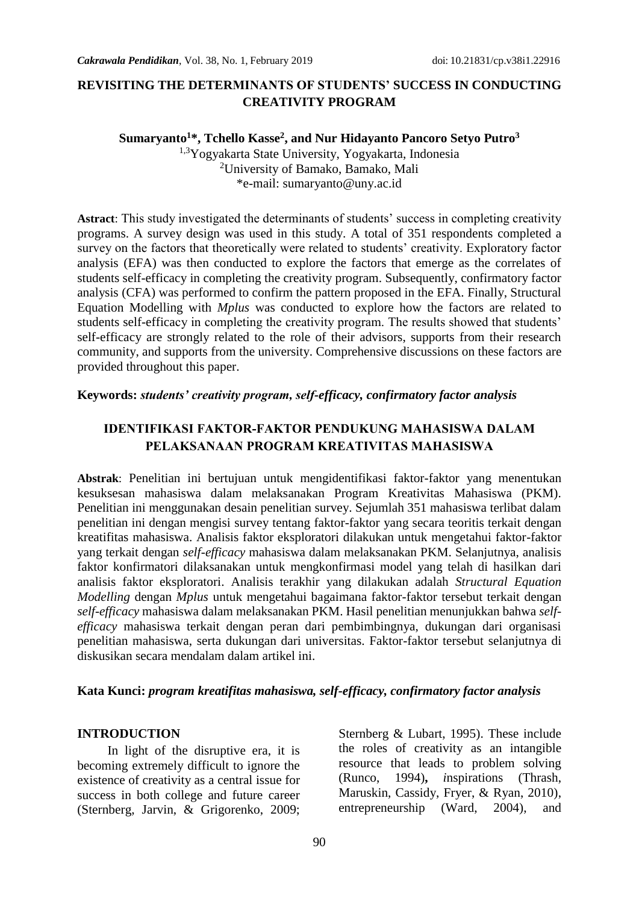# REVISITING THE DETERMINANTS OF STUDENTS' SUCCESS IN CONDUCTING CREATIVITY PROGRAM

**Sumaryanto[1]*, Tchello Kasse[2], and Nur Hidayanto Pancoro Setyo Putro[3]**

[1,3]Yogyakarta State University, Yogyakarta, Indonesia
[2]University of Bamako, Bamako, Mali
*e-mail: sumaryanto@uny.ac.id

**Astract**: This study investigated the determinants of students' success in completing creativity programs. A survey design was used in this study. A total of 351 respondents completed a survey on the factors that theoretically were related to students' creativity. Exploratory factor analysis (EFA) was then conducted to explore the factors that emerge as the correlates of students self-efficacy in completing the creativity program. Subsequently, confirmatory factor analysis (CFA) was performed to confirm the pattern proposed in the EFA. Finally, Structural Equation Modelling with *Mplus* was conducted to explore how the factors are related to students self-efficacy in completing the creativity program. The results showed that students' self-efficacy are strongly related to the role of their advisors, supports from their research community, and supports from the university. Comprehensive discussions on these factors are provided throughout this paper.

**Keywords:** ***students' creativity program, self-efficacy, confirmatory factor analysis***

## IDENTIFIKASI FAKTOR-FAKTOR PENDUKUNG MAHASISWA DALAM PELAKSANAAN PROGRAM KREATIVITAS MAHASISWA

**Abstrak**: Penelitian ini bertujuan untuk mengidentifikasi faktor-faktor yang menentukan kesuksesan mahasiswa dalam melaksanakan Program Kreativitas Mahasiswa (PKM). Penelitian ini menggunakan desain penelitian survey. Sejumlah 351 mahasiswa terlibat dalam penelitian ini dengan mengisi survey tentang faktor-faktor yang secara teoritis terkait dengan kreatifitas mahasiswa. Analisis faktor eksploratori dilakukan untuk mengetahui faktor-faktor yang terkait dengan *self-efficacy* mahasiswa dalam melaksanakan PKM. Selanjutnya, analisis faktor konfirmatori dilaksanakan untuk mengkonfirmasi model yang telah di hasilkan dari analisis faktor eksploratori. Analisis terakhir yang dilakukan adalah *Structural Equation Modelling* dengan *Mplus* untuk mengetahui bagaimana faktor-faktor tersebut terkait dengan *self-efficacy* mahasiswa dalam melaksanakan PKM. Hasil penelitian menunjukkan bahwa *self-efficacy* mahasiswa terkait dengan peran dari pembimbingnya, dukungan dari organisasi penelitian mahasiswa, serta dukungan dari universitas. Faktor-faktor tersebut selanjutnya di diskusikan secara mendalam dalam artikel ini.

**Kata Kunci:** ***program kreatifitas mahasiswa, self-efficacy, confirmatory factor analysis***

## INTRODUCTION

In light of the disruptive era, it is becoming extremely difficult to ignore the existence of creativity as a central issue for success in both college and future career (Sternberg, Jarvin, & Grigorenko, 2009; Sternberg & Lubart, 1995). These include the roles of creativity as an intangible resource that leads to problem solving (Runco, 1994)**,** *i*nspirations (Thrash, Maruskin, Cassidy, Fryer, & Ryan, 2010), entrepreneurship (Ward, 2004), and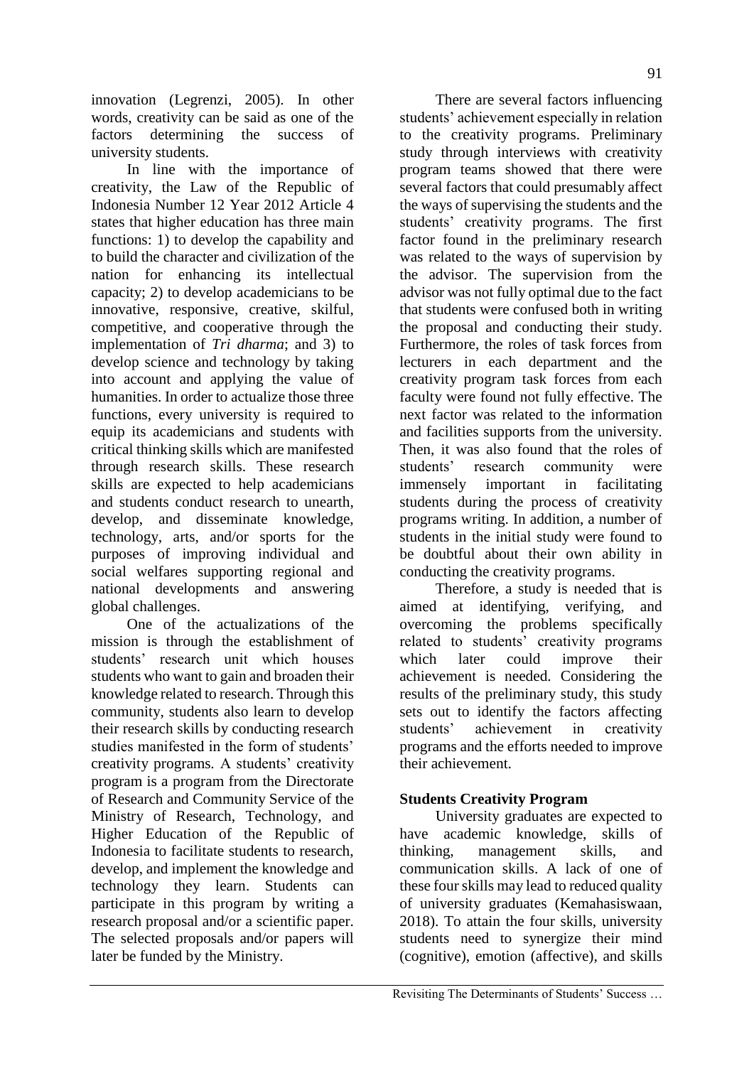innovation (Legrenzi, 2005). In other words, creativity can be said as one of the factors determining the success of university students.

In line with the importance of creativity, the Law of the Republic of Indonesia Number 12 Year 2012 Article 4 states that higher education has three main functions: 1) to develop the capability and to build the character and civilization of the nation for enhancing its intellectual capacity; 2) to develop academicians to be innovative, responsive, creative, skilful, competitive, and cooperative through the implementation of *Tri dharma*; and 3) to develop science and technology by taking into account and applying the value of humanities. In order to actualize those three functions, every university is required to equip its academicians and students with critical thinking skills which are manifested through research skills. These research skills are expected to help academicians and students conduct research to unearth, develop, and disseminate knowledge, technology, arts, and/or sports for the purposes of improving individual and social welfares supporting regional and national developments and answering global challenges.

One of the actualizations of the mission is through the establishment of students' research unit which houses students who want to gain and broaden their knowledge related to research. Through this community, students also learn to develop their research skills by conducting research studies manifested in the form of students' creativity programs. A students' creativity program is a program from the Directorate of Research and Community Service of the Ministry of Research, Technology, and Higher Education of the Republic of Indonesia to facilitate students to research, develop, and implement the knowledge and technology they learn. Students can participate in this program by writing a research proposal and/or a scientific paper. The selected proposals and/or papers will later be funded by the Ministry.

There are several factors influencing students' achievement especially in relation to the creativity programs. Preliminary study through interviews with creativity program teams showed that there were several factors that could presumably affect the ways of supervising the students and the students' creativity programs. The first factor found in the preliminary research was related to the ways of supervision by the advisor. The supervision from the advisor was not fully optimal due to the fact that students were confused both in writing the proposal and conducting their study. Furthermore, the roles of task forces from lecturers in each department and the creativity program task forces from each faculty were found not fully effective. The next factor was related to the information and facilities supports from the university. Then, it was also found that the roles of students' research community were immensely important in facilitating students during the process of creativity programs writing. In addition, a number of students in the initial study were found to be doubtful about their own ability in conducting the creativity programs.

Therefore, a study is needed that is aimed at identifying, verifying, and overcoming the problems specifically related to students' creativity programs which later could improve their achievement is needed. Considering the results of the preliminary study, this study sets out to identify the factors affecting students' achievement in creativity programs and the efforts needed to improve their achievement.

## Students Creativity Program

University graduates are expected to have academic knowledge, skills of thinking, management skills, and communication skills. A lack of one of these four skills may lead to reduced quality of university graduates (Kemahasiswaan, 2018). To attain the four skills, university students need to synergize their mind (cognitive), emotion (affective), and skills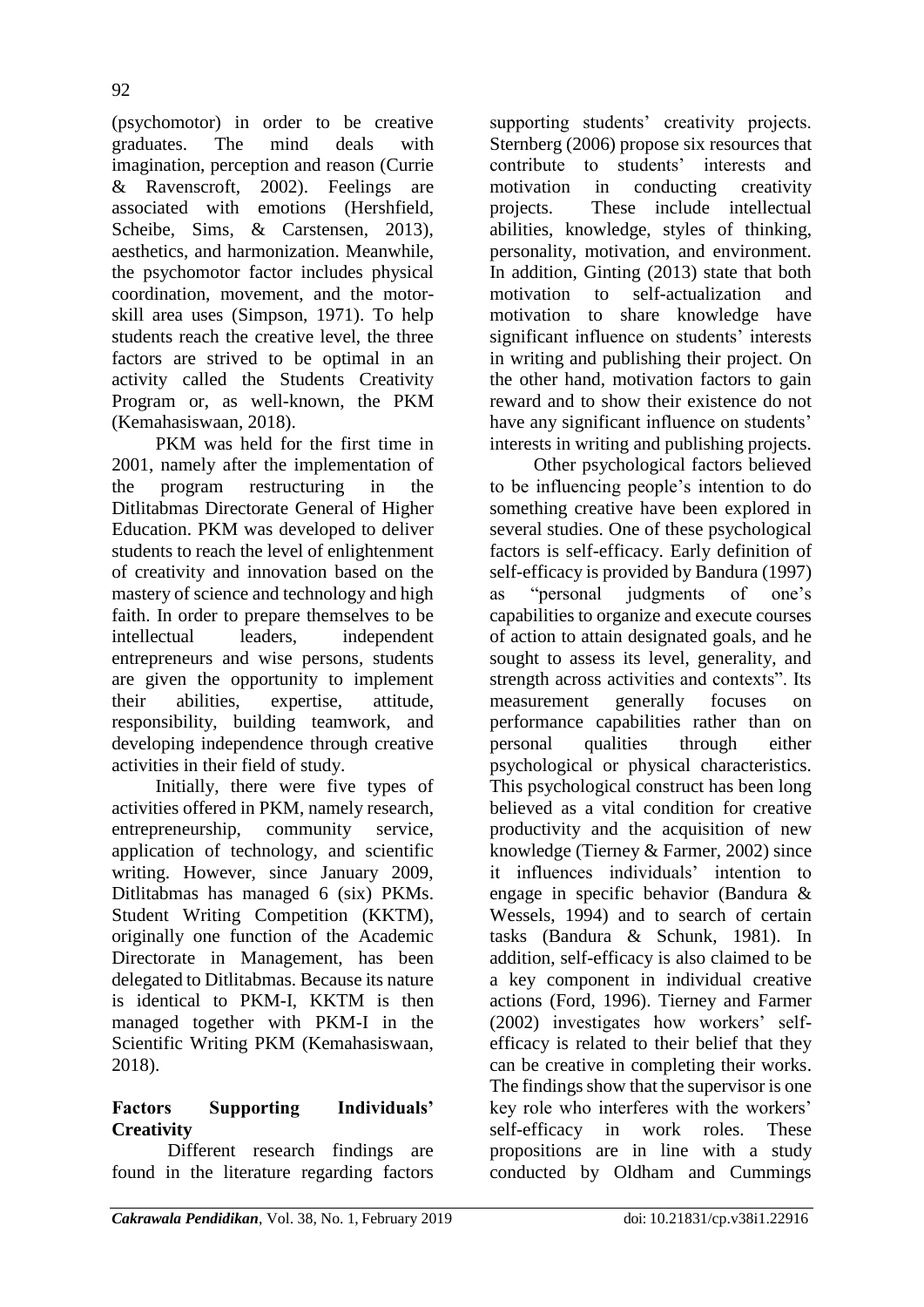(psychomotor) in order to be creative graduates. The mind deals with imagination, perception and reason (Currie & Ravenscroft, 2002). Feelings are associated with emotions (Hershfield, Scheibe, Sims, & Carstensen, 2013), aesthetics, and harmonization. Meanwhile, the psychomotor factor includes physical coordination, movement, and the motor-skill area uses (Simpson, 1971). To help students reach the creative level, the three factors are strived to be optimal in an activity called the Students Creativity Program or, as well-known, the PKM (Kemahasiswaan, 2018).

PKM was held for the first time in 2001, namely after the implementation of the program restructuring in the Ditlitabmas Directorate General of Higher Education. PKM was developed to deliver students to reach the level of enlightenment of creativity and innovation based on the mastery of science and technology and high faith. In order to prepare themselves to be intellectual leaders, independent entrepreneurs and wise persons, students are given the opportunity to implement their abilities, expertise, attitude, responsibility, building teamwork, and developing independence through creative activities in their field of study.

Initially, there were five types of activities offered in PKM, namely research, entrepreneurship, community service, application of technology, and scientific writing. However, since January 2009, Ditlitabmas has managed 6 (six) PKMs. Student Writing Competition (KKTM), originally one function of the Academic Directorate in Management, has been delegated to Ditlitabmas. Because its nature is identical to PKM-I, KKTM is then managed together with PKM-I in the Scientific Writing PKM (Kemahasiswaan, 2018).

## Factors Supporting Individuals' Creativity

Different research findings are found in the literature regarding factors supporting students' creativity projects. Sternberg (2006) propose six resources that contribute to students' interests and motivation in conducting creativity projects. These include intellectual abilities, knowledge, styles of thinking, personality, motivation, and environment. In addition, Ginting (2013) state that both motivation to self-actualization and motivation to share knowledge have significant influence on students' interests in writing and publishing their project. On the other hand, motivation factors to gain reward and to show their existence do not have any significant influence on students' interests in writing and publishing projects.

Other psychological factors believed to be influencing people's intention to do something creative have been explored in several studies. One of these psychological factors is self-efficacy. Early definition of self-efficacy is provided by Bandura (1997) as "personal judgments of one's capabilities to organize and execute courses of action to attain designated goals, and he sought to assess its level, generality, and strength across activities and contexts". Its measurement generally focuses on performance capabilities rather than on personal qualities through either psychological or physical characteristics. This psychological construct has been long believed as a vital condition for creative productivity and the acquisition of new knowledge (Tierney & Farmer, 2002) since it influences individuals' intention to engage in specific behavior (Bandura & Wessels, 1994) and to search of certain tasks (Bandura & Schunk, 1981). In addition, self-efficacy is also claimed to be a key component in individual creative actions (Ford, 1996). Tierney and Farmer (2002) investigates how workers' self-efficacy is related to their belief that they can be creative in completing their works. The findings show that the supervisor is one key role who interferes with the workers' self-efficacy in work roles. These propositions are in line with a study conducted by Oldham and Cummings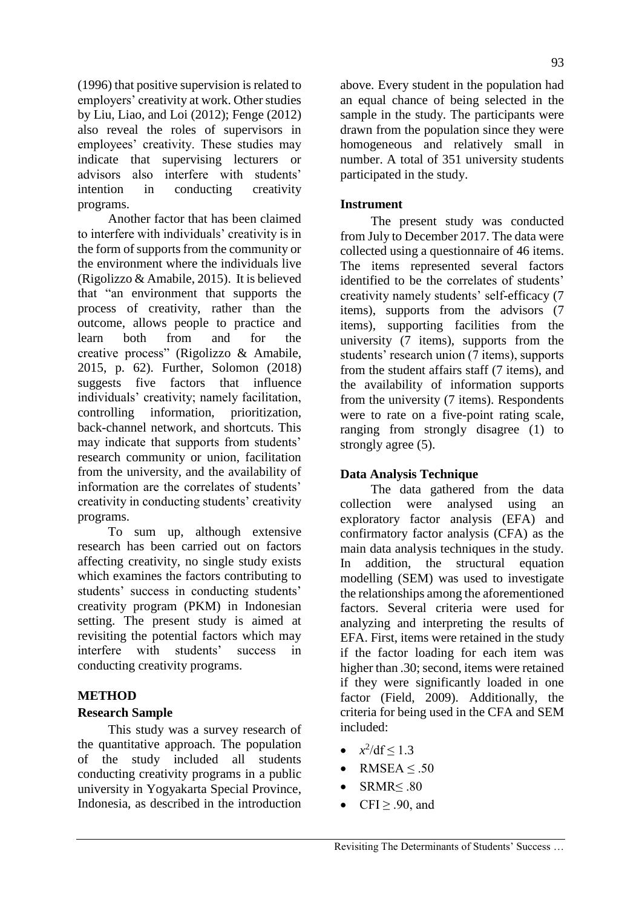(1996) that positive supervision is related to employers' creativity at work. Other studies by Liu, Liao, and Loi (2012); Fenge (2012) also reveal the roles of supervisors in employees' creativity. These studies may indicate that supervising lecturers or advisors also interfere with students' intention in conducting creativity programs.

Another factor that has been claimed to interfere with individuals' creativity is in the form of supports from the community or the environment where the individuals live (Rigolizzo & Amabile, 2015). It is believed that "an environment that supports the process of creativity, rather than the outcome, allows people to practice and learn both from and for the creative process" (Rigolizzo & Amabile, 2015, p. 62). Further, Solomon (2018) suggests five factors that influence individuals' creativity; namely facilitation, controlling information, prioritization, back-channel network, and shortcuts. This may indicate that supports from students' research community or union, facilitation from the university, and the availability of information are the correlates of students' creativity in conducting students' creativity programs.

To sum up, although extensive research has been carried out on factors affecting creativity, no single study exists which examines the factors contributing to students' success in conducting students' creativity program (PKM) in Indonesian setting. The present study is aimed at revisiting the potential factors which may interfere with students' success in conducting creativity programs.

## METHOD

### Research Sample

This study was a survey research of the quantitative approach. The population of the study included all students conducting creativity programs in a public university in Yogyakarta Special Province, Indonesia, as described in the introduction above. Every student in the population had an equal chance of being selected in the sample in the study. The participants were drawn from the population since they were homogeneous and relatively small in number. A total of 351 university students participated in the study.

### Instrument

The present study was conducted from July to December 2017. The data were collected using a questionnaire of 46 items. The items represented several factors identified to be the correlates of students' creativity namely students' self-efficacy (7 items), supports from the advisors (7 items), supporting facilities from the university (7 items), supports from the students' research union (7 items), supports from the student affairs staff (7 items), and the availability of information supports from the university (7 items). Respondents were to rate on a five-point rating scale, ranging from strongly disagree (1) to strongly agree (5).

### Data Analysis Technique

The data gathered from the data collection were analysed using an exploratory factor analysis (EFA) and confirmatory factor analysis (CFA) as the main data analysis techniques in the study. In addition, the structural equation modelling (SEM) was used to investigate the relationships among the aforementioned factors. Several criteria were used for analyzing and interpreting the results of EFA. First, items were retained in the study if the factor loading for each item was higher than .30; second, items were retained if they were significantly loaded in one factor (Field, 2009). Additionally, the criteria for being used in the CFA and SEM included:

- $x^2/\text{df} \leq 1.3$
- RMSEA $\leq .50$
- SRMR $\leq .80$
- CFI $\geq .90$, and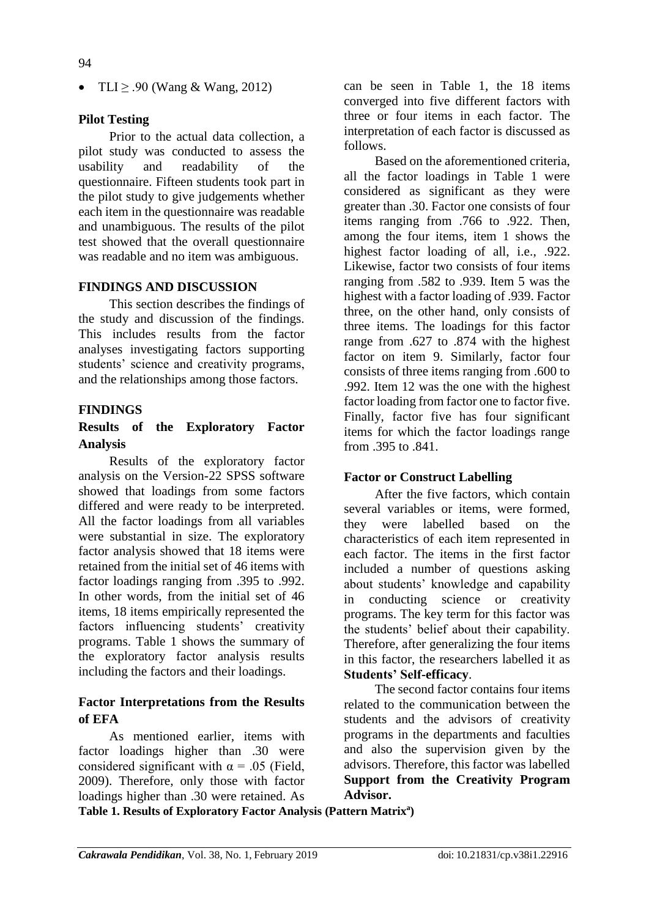- TLI ≥ .90 (Wang & Wang, 2012)

### Pilot Testing

Prior to the actual data collection, a pilot study was conducted to assess the usability and readability of the questionnaire. Fifteen students took part in the pilot study to give judgements whether each item in the questionnaire was readable and unambiguous. The results of the pilot test showed that the overall questionnaire was readable and no item was ambiguous.

## FINDINGS AND DISCUSSION

This section describes the findings of the study and discussion of the findings. This includes results from the factor analyses investigating factors supporting students' science and creativity programs, and the relationships among those factors.

## FINDINGS

### Results of the Exploratory Factor Analysis

Results of the exploratory factor analysis on the Version-22 SPSS software showed that loadings from some factors differed and were ready to be interpreted. All the factor loadings from all variables were substantial in size. The exploratory factor analysis showed that 18 items were retained from the initial set of 46 items with factor loadings ranging from .395 to .992. In other words, from the initial set of 46 items, 18 items empirically represented the factors influencing students' creativity programs. Table 1 shows the summary of the exploratory factor analysis results including the factors and their loadings.

### Factor Interpretations from the Results of EFA

As mentioned earlier, items with factor loadings higher than .30 were considered significant with $\alpha = .05$ (Field, 2009). Therefore, only those with factor loadings higher than .30 were retained. As can be seen in Table 1, the 18 items converged into five different factors with three or four items in each factor. The interpretation of each factor is discussed as follows.

Based on the aforementioned criteria, all the factor loadings in Table 1 were considered as significant as they were greater than .30. Factor one consists of four items ranging from .766 to .922. Then, among the four items, item 1 shows the highest factor loading of all, i.e., .922. Likewise, factor two consists of four items ranging from .582 to .939. Item 5 was the highest with a factor loading of .939. Factor three, on the other hand, only consists of three items. The loadings for this factor range from .627 to .874 with the highest factor on item 9. Similarly, factor four consists of three items ranging from .600 to .992. Item 12 was the one with the highest factor loading from factor one to factor five. Finally, factor five has four significant items for which the factor loadings range from .395 to .841.

### Factor or Construct Labelling

After the five factors, which contain several variables or items, were formed, they were labelled based on the characteristics of each item represented in each factor. The items in the first factor included a number of questions asking about students' knowledge and capability in conducting science or creativity programs. The key term for this factor was the students' belief about their capability. Therefore, after generalizing the four items in this factor, the researchers labelled it as **Students' Self-efficacy**.

The second factor contains four items related to the communication between the students and the advisors of creativity programs in the departments and faculties and also the supervision given by the advisors. Therefore, this factor was labelled **Support from the Creativity Program Advisor.**

**Table 1. Results of Exploratory Factor Analysis (Pattern Matrix[a])**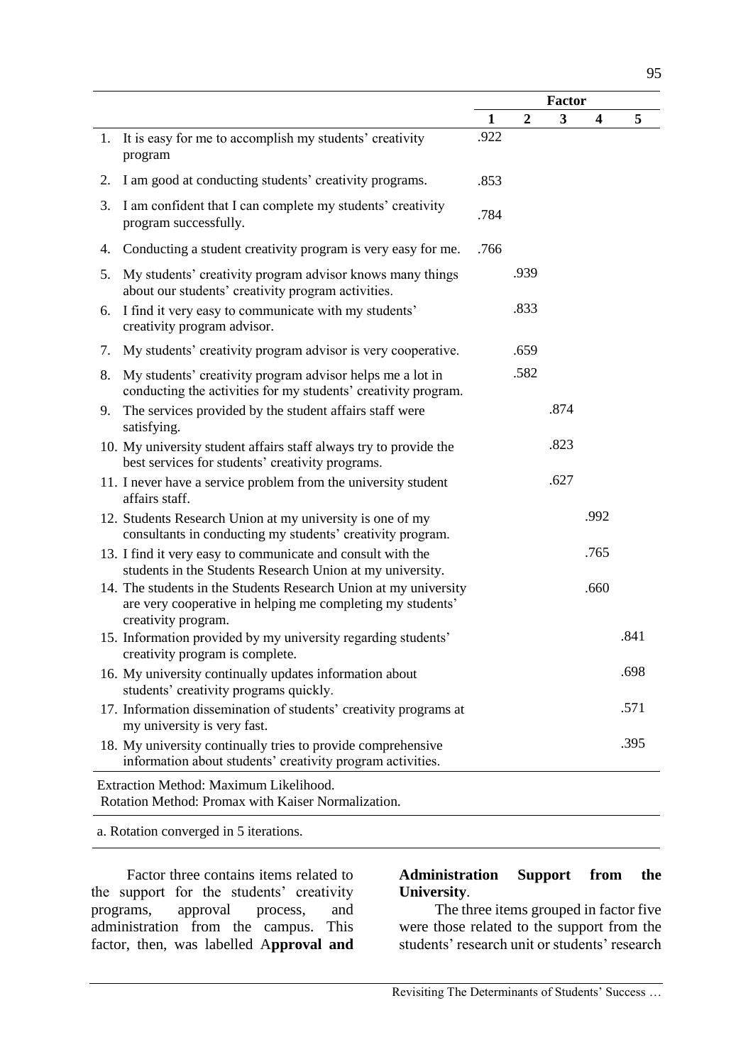| | | Factor | | | | |
|---|---|---|---|---|---|---|
| | | 1 | 2 | 3 | 4 | 5 |
| 1. | It is easy for me to accomplish my students' creativity program | .922 | | | | |
| 2. | I am good at conducting students' creativity programs. | .853 | | | | |
| 3. | I am confident that I can complete my students' creativity program successfully. | .784 | | | | |
| 4. | Conducting a student creativity program is very easy for me. | .766 | | | | |
| 5. | My students' creativity program advisor knows many things about our students' creativity program activities. | | .939 | | | |
| 6. | I find it very easy to communicate with my students' creativity program advisor. | | .833 | | | |
| 7. | My students' creativity program advisor is very cooperative. | | .659 | | | |
| 8. | My students' creativity program advisor helps me a lot in conducting the activities for my students' creativity program. | | .582 | | | |
| 9. | The services provided by the student affairs staff were satisfying. | | | .874 | | |
| 10. | My university student affairs staff always try to provide the best services for students' creativity programs. | | | .823 | | |
| 11. | I never have a service problem from the university student affairs staff. | | | .627 | | |
| 12. | Students Research Union at my university is one of my consultants in conducting my students' creativity program. | | | | .992 | |
| 13. | I find it very easy to communicate and consult with the students in the Students Research Union at my university. | | | | .765 | |
| 14. | The students in the Students Research Union at my university are very cooperative in helping me completing my students' creativity program. | | | | .660 | |
| 15. | Information provided by my university regarding students' creativity program is complete. | | | | | .841 |
| 16. | My university continually updates information about students' creativity programs quickly. | | | | | .698 |
| 17. | Information dissemination of students' creativity programs at my university is very fast. | | | | | .571 |
| 18. | My university continually tries to provide comprehensive information about students' creativity program activities. | | | | | .395 |

Extraction Method: Maximum Likelihood.
Rotation Method: Promax with Kaiser Normalization.

a. Rotation converged in 5 iterations.

Factor three contains items related to the support for the students' creativity programs, approval process, and administration from the campus. This factor, then, was labelled **Approval and Administration Support from the University**.

The three items grouped in factor five were those related to the support from the students' research unit or students' research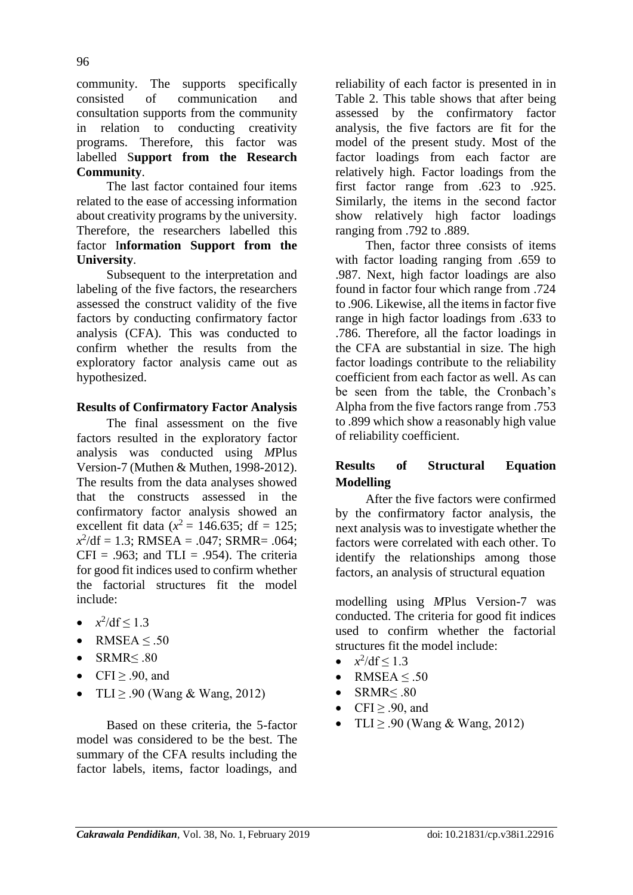community. The supports specifically consisted of communication and consultation supports from the community in relation to conducting creativity programs. Therefore, this factor was labelled S**upport from the Research Community**.

The last factor contained four items related to the ease of accessing information about creativity programs by the university. Therefore, the researchers labelled this factor I**nformation Support from the University**.

Subsequent to the interpretation and labeling of the five factors, the researchers assessed the construct validity of the five factors by conducting confirmatory factor analysis (CFA). This was conducted to confirm whether the results from the exploratory factor analysis came out as hypothesized.

### Results of Confirmatory Factor Analysis

The final assessment on the five factors resulted in the exploratory factor analysis was conducted using *M*Plus Version-7 (Muthen & Muthen, 1998-2012). The results from the data analyses showed that the constructs assessed in the confirmatory factor analysis showed an excellent fit data ($x^2$ = 146.635; df = 125; $x^2$/df = 1.3; RMSEA = .047; SRMR= .064; CFI = .963; and TLI = .954). The criteria for good fit indices used to confirm whether the factorial structures fit the model include:

- $x^2$/df ≤ 1.3
- RMSEA ≤ .50
- SRMR≤ .80
- CFI ≥ .90, and
- TLI ≥ .90 (Wang & Wang, 2012)

Based on these criteria, the 5-factor model was considered to be the best. The summary of the CFA results including the factor labels, items, factor loadings, and reliability of each factor is presented in in Table 2. This table shows that after being assessed by the confirmatory factor analysis, the five factors are fit for the model of the present study. Most of the factor loadings from each factor are relatively high. Factor loadings from the first factor range from .623 to .925. Similarly, the items in the second factor show relatively high factor loadings ranging from .792 to .889.

Then, factor three consists of items with factor loading ranging from .659 to .987. Next, high factor loadings are also found in factor four which range from .724 to .906. Likewise, all the items in factor five range in high factor loadings from .633 to .786. Therefore, all the factor loadings in the CFA are substantial in size. The high factor loadings contribute to the reliability coefficient from each factor as well. As can be seen from the table, the Cronbach's Alpha from the five factors range from .753 to .899 which show a reasonably high value of reliability coefficient.

### Results of Structural Equation Modelling

After the five factors were confirmed by the confirmatory factor analysis, the next analysis was to investigate whether the factors were correlated with each other. To identify the relationships among those factors, an analysis of structural equation modelling using *M*Plus Version-7 was conducted. The criteria for good fit indices used to confirm whether the factorial structures fit the model include:

- $x^2$/df ≤ 1.3
- RMSEA ≤ .50
- SRMR≤ .80
- CFI ≥ .90, and
- TLI ≥ .90 (Wang & Wang, 2012)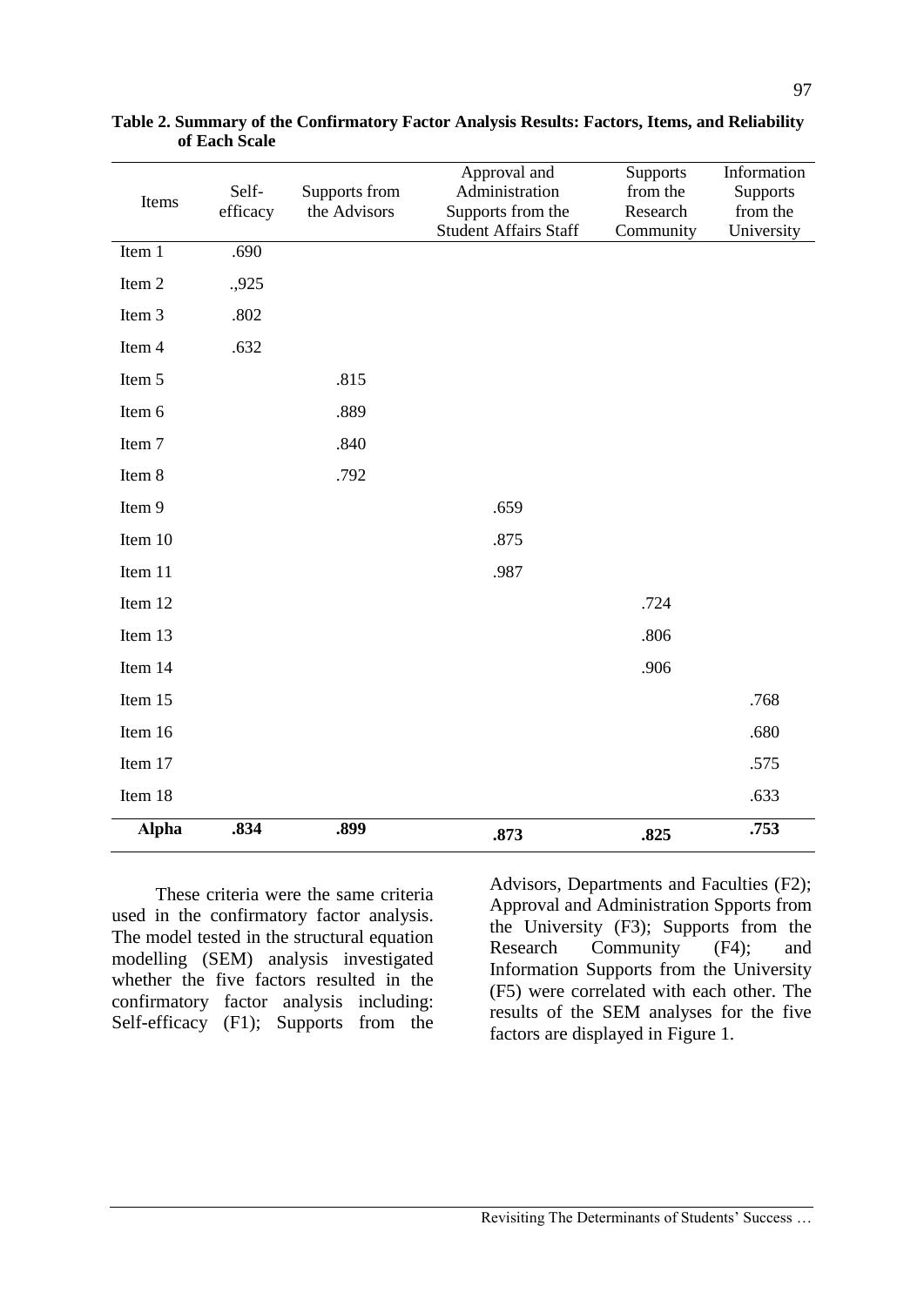**Table 2. Summary of the Confirmatory Factor Analysis Results: Factors, Items, and Reliability of Each Scale**

| Items | Self-efficacy | Supports from the Advisors | Approval and Administration Supports from the Student Affairs Staff | Supports from the Research Community | Information Supports from the University |
|---|---|---|---|---|---|
| Item 1 | .690 | | | | |
| Item 2 | .,925 | | | | |
| Item 3 | .802 | | | | |
| Item 4 | .632 | | | | |
| Item 5 | | .815 | | | |
| Item 6 | | .889 | | | |
| Item 7 | | .840 | | | |
| Item 8 | | .792 | | | |
| Item 9 | | | .659 | | |
| Item 10 | | | .875 | | |
| Item 11 | | | .987 | | |
| Item 12 | | | | .724 | |
| Item 13 | | | | .806 | |
| Item 14 | | | | .906 | |
| Item 15 | | | | | .768 |
| Item 16 | | | | | .680 |
| Item 17 | | | | | .575 |
| Item 18 | | | | | .633 |
| **Alpha** | **.834** | **.899** | **.873** | **.825** | **.753** |

These criteria were the same criteria used in the confirmatory factor analysis. The model tested in the structural equation modelling (SEM) analysis investigated whether the five factors resulted in the confirmatory factor analysis including: Self-efficacy (F1); Supports from the Advisors, Departments and Faculties (F2); Approval and Administration Spports from the University (F3); Supports from the Research Community (F4); and Information Supports from the University (F5) were correlated with each other. The results of the SEM analyses for the five factors are displayed in Figure 1.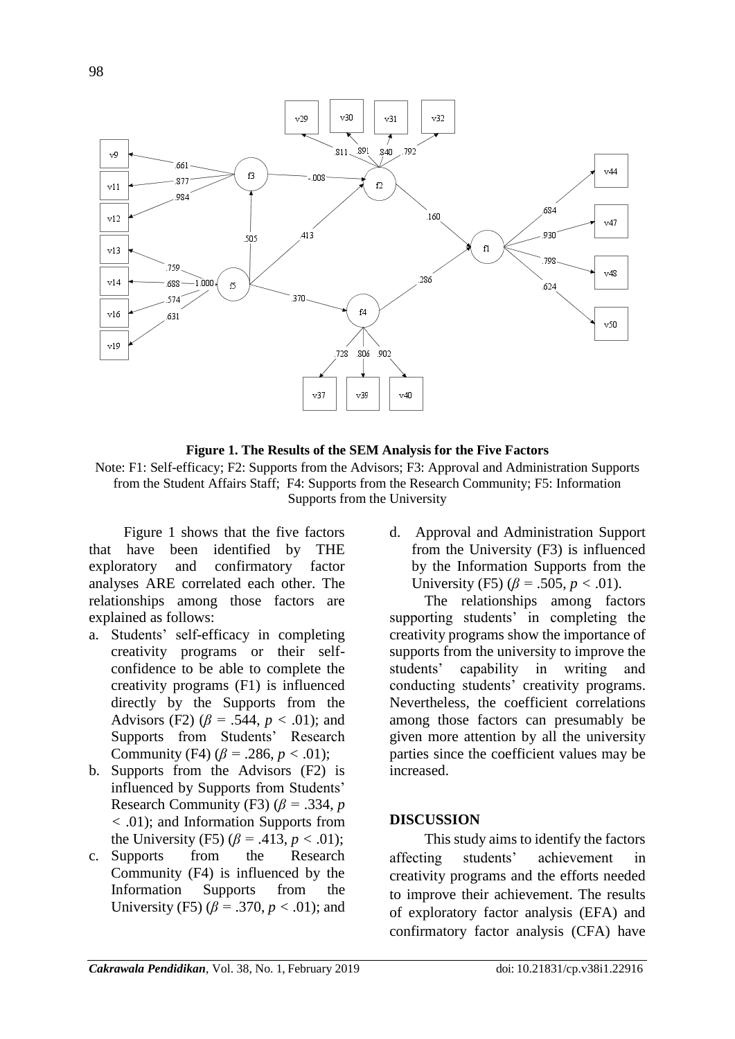**Figure 1. The Results of the SEM Analysis for the Five Factors**

Note: F1: Self-efficacy; F2: Supports from the Advisors; F3: Approval and Administration Supports from the Student Affairs Staff; F4: Supports from the Research Community; F5: Information Supports from the University

Figure 1 shows that the five factors that have been identified by THE exploratory and confirmatory factor analyses ARE correlated each other. The relationships among those factors are explained as follows:

a. Students' self-efficacy in completing creativity programs or their self-confidence to be able to complete the creativity programs (F1) is influenced directly by the Supports from the Advisors (F2) ($\beta$ = .544, $p$ < .01); and Supports from Students' Research Community (F4) ($\beta$ = .286, $p$ < .01);
b. Supports from the Advisors (F2) is influenced by Supports from Students' Research Community (F3) ($\beta$ = .334, $p$ < .01); and Information Supports from the University (F5) ($\beta$ = .413, $p$ < .01);
c. Supports from the Research Community (F4) is influenced by the Information Supports from the University (F5) ($\beta$ = .370, $p$ < .01); and
d. Approval and Administration Support from the University (F3) is influenced by the Information Supports from the University (F5) ($\beta$ = .505, $p$ < .01).

The relationships among factors supporting students' in completing the creativity programs show the importance of supports from the university to improve the students' capability in writing and conducting students' creativity programs. Nevertheless, the coefficient correlations among those factors can presumably be given more attention by all the university parties since the coefficient values may be increased.

## DISCUSSION

This study aims to identify the factors affecting students' achievement in creativity programs and the efforts needed to improve their achievement. The results of exploratory factor analysis (EFA) and confirmatory factor analysis (CFA) have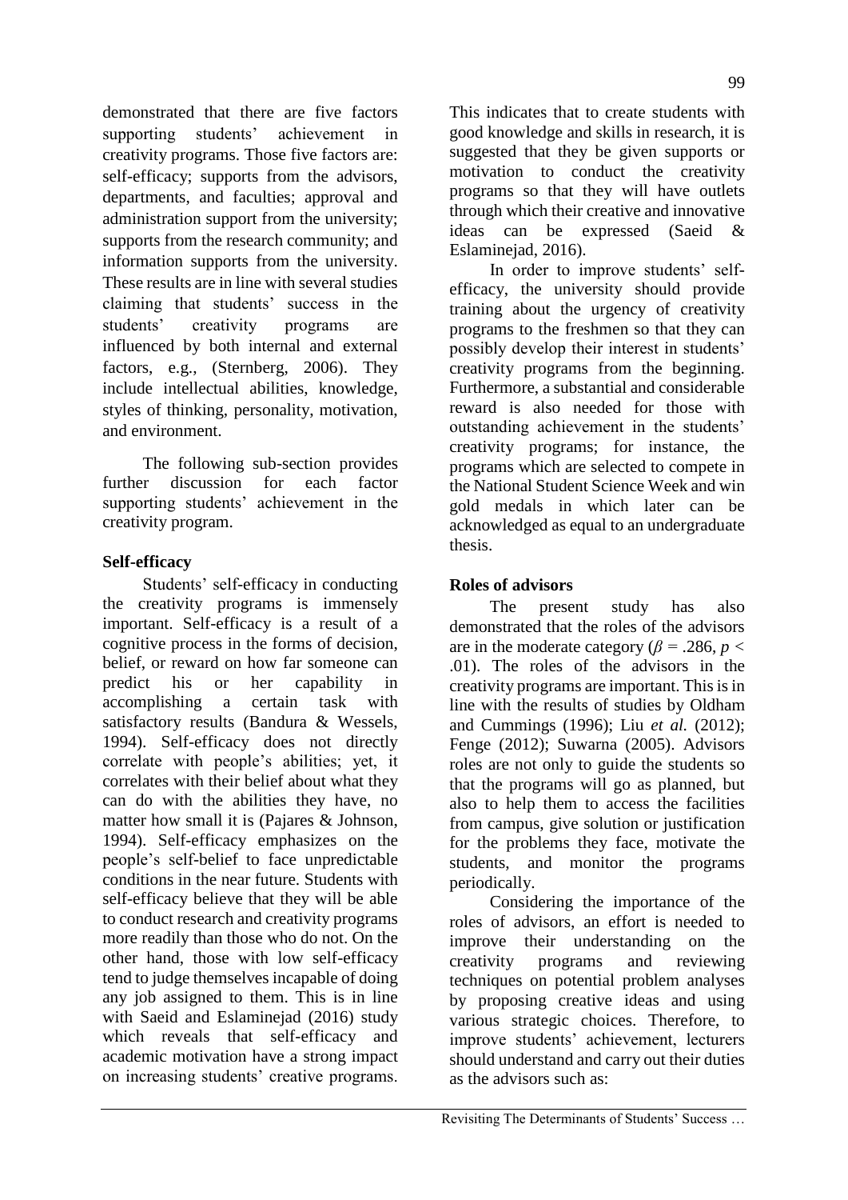demonstrated that there are five factors supporting students' achievement in creativity programs. Those five factors are: self-efficacy; supports from the advisors, departments, and faculties; approval and administration support from the university; supports from the research community; and information supports from the university. These results are in line with several studies claiming that students' success in the students' creativity programs are influenced by both internal and external factors, e.g., (Sternberg, 2006). They include intellectual abilities, knowledge, styles of thinking, personality, motivation, and environment.

The following sub-section provides further discussion for each factor supporting students' achievement in the creativity program.

**Self-efficacy**

Students' self-efficacy in conducting the creativity programs is immensely important. Self-efficacy is a result of a cognitive process in the forms of decision, belief, or reward on how far someone can predict his or her capability in accomplishing a certain task with satisfactory results (Bandura & Wessels, 1994). Self-efficacy does not directly correlate with people's abilities; yet, it correlates with their belief about what they can do with the abilities they have, no matter how small it is (Pajares & Johnson, 1994). Self-efficacy emphasizes on the people's self-belief to face unpredictable conditions in the near future. Students with self-efficacy believe that they will be able to conduct research and creativity programs more readily than those who do not. On the other hand, those with low self-efficacy tend to judge themselves incapable of doing any job assigned to them. This is in line with Saeid and Eslaminejad (2016) study which reveals that self-efficacy and academic motivation have a strong impact on increasing students' creative programs. This indicates that to create students with good knowledge and skills in research, it is suggested that they be given supports or motivation to conduct the creativity programs so that they will have outlets through which their creative and innovative ideas can be expressed (Saeid & Eslaminejad, 2016).

In order to improve students' self-efficacy, the university should provide training about the urgency of creativity programs to the freshmen so that they can possibly develop their interest in students' creativity programs from the beginning. Furthermore, a substantial and considerable reward is also needed for those with outstanding achievement in the students' creativity programs; for instance, the programs which are selected to compete in the National Student Science Week and win gold medals in which later can be acknowledged as equal to an undergraduate thesis.

**Roles of advisors**

The present study has also demonstrated that the roles of the advisors are in the moderate category ($\beta$ = .286, $p$ < .01). The roles of the advisors in the creativity programs are important. This is in line with the results of studies by Oldham and Cummings (1996); Liu *et al.* (2012); Fenge (2012); Suwarna (2005). Advisors roles are not only to guide the students so that the programs will go as planned, but also to help them to access the facilities from campus, give solution or justification for the problems they face, motivate the students, and monitor the programs periodically.

Considering the importance of the roles of advisors, an effort is needed to improve their understanding on the creativity programs and reviewing techniques on potential problem analyses by proposing creative ideas and using various strategic choices. Therefore, to improve students' achievement, lecturers should understand and carry out their duties as the advisors such as: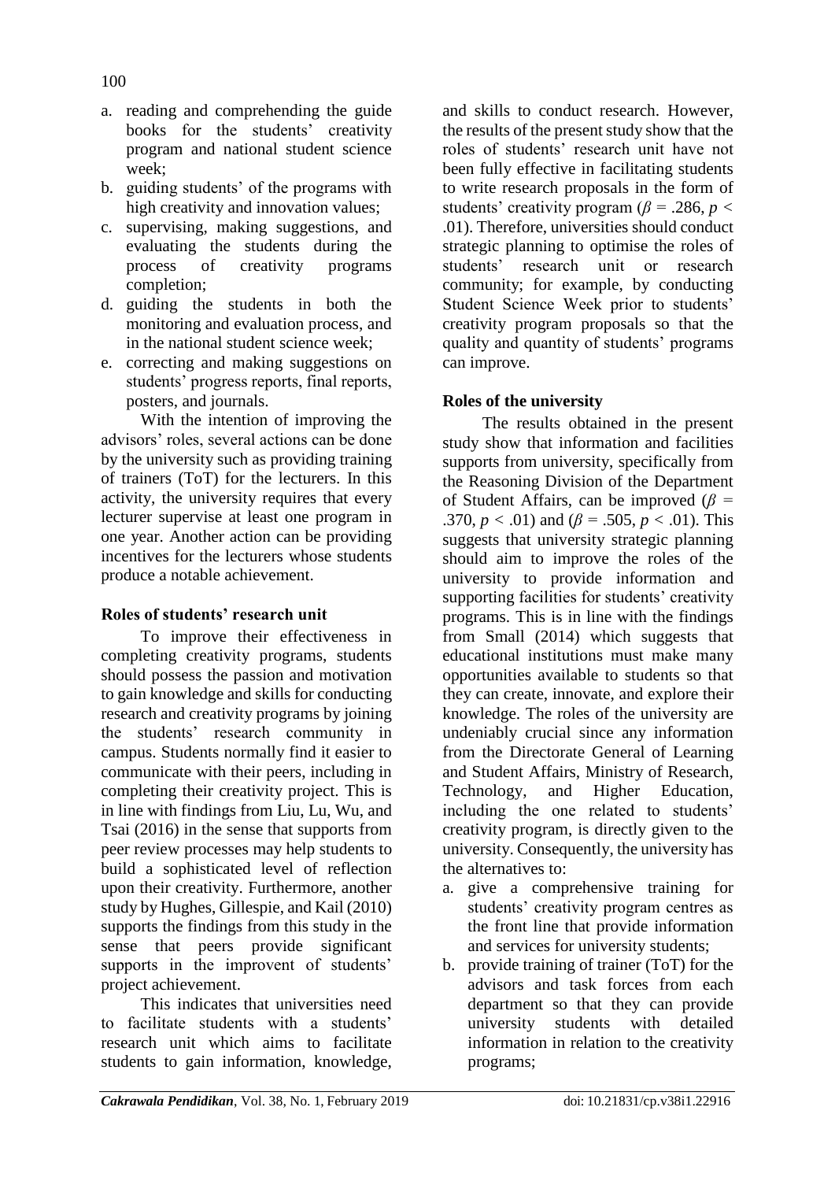a. reading and comprehending the guide books for the students' creativity program and national student science week;
b. guiding students' of the programs with high creativity and innovation values;
c. supervising, making suggestions, and evaluating the students during the process of creativity programs completion;
d. guiding the students in both the monitoring and evaluation process, and in the national student science week;
e. correcting and making suggestions on students' progress reports, final reports, posters, and journals.

With the intention of improving the advisors' roles, several actions can be done by the university such as providing training of trainers (ToT) for the lecturers. In this activity, the university requires that every lecturer supervise at least one program in one year. Another action can be providing incentives for the lecturers whose students produce a notable achievement.

**Roles of students' research unit**

To improve their effectiveness in completing creativity programs, students should possess the passion and motivation to gain knowledge and skills for conducting research and creativity programs by joining the students' research community in campus. Students normally find it easier to communicate with their peers, including in completing their creativity project. This is in line with findings from Liu, Lu, Wu, and Tsai (2016) in the sense that supports from peer review processes may help students to build a sophisticated level of reflection upon their creativity. Furthermore, another study by Hughes, Gillespie, and Kail (2010) supports the findings from this study in the sense that peers provide significant supports in the improvent of students' project achievement.

This indicates that universities need to facilitate students with a students' research unit which aims to facilitate students to gain information, knowledge, and skills to conduct research. However, the results of the present study show that the roles of students' research unit have not been fully effective in facilitating students to write research proposals in the form of students' creativity program ($\beta$ = .286, $p$ < .01). Therefore, universities should conduct strategic planning to optimise the roles of students' research unit or research community; for example, by conducting Student Science Week prior to students' creativity program proposals so that the quality and quantity of students' programs can improve.

**Roles of the university**

The results obtained in the present study show that information and facilities supports from university, specifically from the Reasoning Division of the Department of Student Affairs, can be improved ($\beta$ = .370, $p$ < .01) and ($\beta$ = .505, $p$ < .01). This suggests that university strategic planning should aim to improve the roles of the university to provide information and supporting facilities for students' creativity programs. This is in line with the findings from Small (2014) which suggests that educational institutions must make many opportunities available to students so that they can create, innovate, and explore their knowledge. The roles of the university are undeniably crucial since any information from the Directorate General of Learning and Student Affairs, Ministry of Research, Technology, and Higher Education, including the one related to students' creativity program, is directly given to the university. Consequently, the university has the alternatives to:

a. give a comprehensive training for students' creativity program centres as the front line that provide information and services for university students;
b. provide training of trainer (ToT) for the advisors and task forces from each department so that they can provide university students with detailed information in relation to the creativity programs;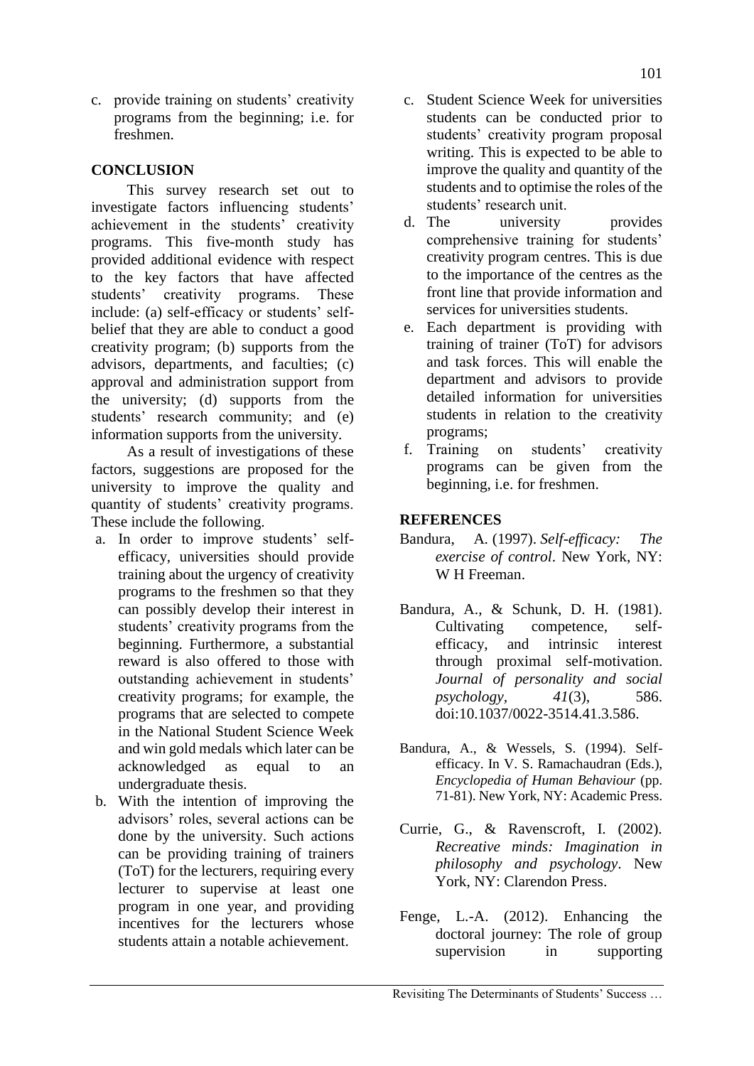c. provide training on students' creativity programs from the beginning; i.e. for freshmen.

## CONCLUSION

This survey research set out to investigate factors influencing students' achievement in the students' creativity programs. This five-month study has provided additional evidence with respect to the key factors that have affected students' creativity programs. These include: (a) self-efficacy or students' self-belief that they are able to conduct a good creativity program; (b) supports from the advisors, departments, and faculties; (c) approval and administration support from the university; (d) supports from the students' research community; and (e) information supports from the university.

As a result of investigations of these factors, suggestions are proposed for the university to improve the quality and quantity of students' creativity programs. These include the following.

a. In order to improve students' self-efficacy, universities should provide training about the urgency of creativity programs to the freshmen so that they can possibly develop their interest in students' creativity programs from the beginning. Furthermore, a substantial reward is also offered to those with outstanding achievement in students' creativity programs; for example, the programs that are selected to compete in the National Student Science Week and win gold medals which later can be acknowledged as equal to an undergraduate thesis.
b. With the intention of improving the advisors' roles, several actions can be done by the university. Such actions can be providing training of trainers (ToT) for the lecturers, requiring every lecturer to supervise at least one program in one year, and providing incentives for the lecturers whose students attain a notable achievement.
c. Student Science Week for universities students can be conducted prior to students' creativity program proposal writing. This is expected to be able to improve the quality and quantity of the students and to optimise the roles of the students' research unit.
d. The university provides comprehensive training for students' creativity program centres. This is due to the importance of the centres as the front line that provide information and services for universities students.
e. Each department is providing with training of trainer (ToT) for advisors and task forces. This will enable the department and advisors to provide detailed information for universities students in relation to the creativity programs;
f. Training on students' creativity programs can be given from the beginning, i.e. for freshmen.

## REFERENCES

Bandura, A. (1997). *Self-efficacy: The exercise of control*. New York, NY: W H Freeman.

Bandura, A., & Schunk, D. H. (1981). Cultivating competence, self-efficacy, and intrinsic interest through proximal self-motivation. *Journal of personality and social psychology, 41*(3), 586. doi:10.1037/0022-3514.41.3.586.

Bandura, A., & Wessels, S. (1994). Self-efficacy. In V. S. Ramachaudran (Eds.), *Encyclopedia of Human Behaviour* (pp. 71-81). New York, NY: Academic Press.

Currie, G., & Ravenscroft, I. (2002). *Recreative minds: Imagination in philosophy and psychology*. New York, NY: Clarendon Press.

Fenge, L.-A. (2012). Enhancing the doctoral journey: The role of group supervision in supporting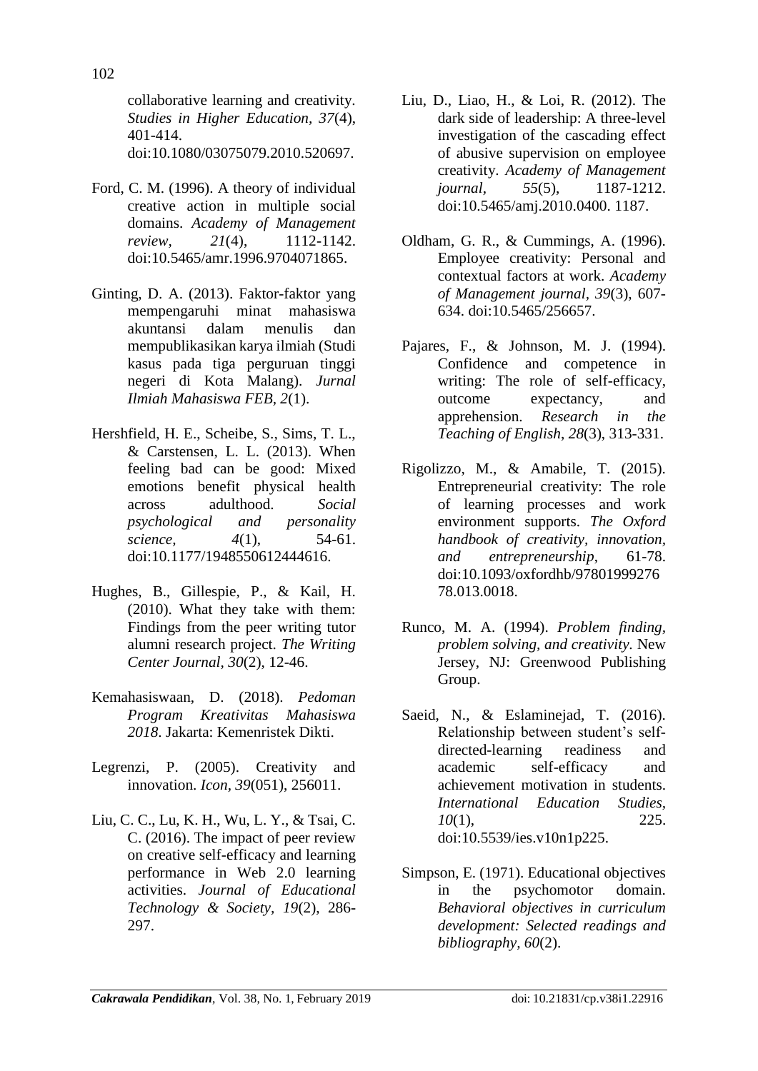collaborative learning and creativity. *Studies in Higher Education, 37*(4), 401-414. doi:10.1080/03075079.2010.520697.

Ford, C. M. (1996). A theory of individual creative action in multiple social domains. *Academy of Management review, 21*(4), 1112-1142. doi:10.5465/amr.1996.9704071865.

Ginting, D. A. (2013). Faktor-faktor yang mempengaruhi minat mahasiswa akuntansi dalam menulis dan mempublikasikan karya ilmiah (Studi kasus pada tiga perguruan tinggi negeri di Kota Malang). *Jurnal Ilmiah Mahasiswa FEB, 2*(1).

Hershfield, H. E., Scheibe, S., Sims, T. L., & Carstensen, L. L. (2013). When feeling bad can be good: Mixed emotions benefit physical health across adulthood. *Social psychological and personality science, 4*(1), 54-61. doi:10.1177/1948550612444616.

Hughes, B., Gillespie, P., & Kail, H. (2010). What they take with them: Findings from the peer writing tutor alumni research project. *The Writing Center Journal, 30*(2), 12-46.

Kemahasiswaan, D. (2018). *Pedoman Program Kreativitas Mahasiswa 2018*. Jakarta: Kemenristek Dikti.

Legrenzi, P. (2005). Creativity and innovation. *Icon, 39*(051), 256011.

Liu, C. C., Lu, K. H., Wu, L. Y., & Tsai, C. C. (2016). The impact of peer review on creative self-efficacy and learning performance in Web 2.0 learning activities. *Journal of Educational Technology & Society, 19*(2), 286-297.

Liu, D., Liao, H., & Loi, R. (2012). The dark side of leadership: A three-level investigation of the cascading effect of abusive supervision on employee creativity. *Academy of Management journal, 55*(5), 1187-1212. doi:10.5465/amj.2010.0400. 1187.

Oldham, G. R., & Cummings, A. (1996). Employee creativity: Personal and contextual factors at work. *Academy of Management journal, 39*(3), 607-634. doi:10.5465/256657.

Pajares, F., & Johnson, M. J. (1994). Confidence and competence in writing: The role of self-efficacy, outcome expectancy, and apprehension. *Research in the Teaching of English, 28*(3), 313-331.

Rigolizzo, M., & Amabile, T. (2015). Entrepreneurial creativity: The role of learning processes and work environment supports. *The Oxford handbook of creativity, innovation, and entrepreneurship*, 61-78. doi:10.1093/oxfordhb/9780199927678.013.0018.

Runco, M. A. (1994). *Problem finding, problem solving, and creativity*. New Jersey, NJ: Greenwood Publishing Group.

Saeid, N., & Eslaminejad, T. (2016). Relationship between student's self-directed-learning readiness and academic self-efficacy and achievement motivation in students. *International Education Studies, 10*(1), 225. doi:10.5539/ies.v10n1p225.

Simpson, E. (1971). Educational objectives in the psychomotor domain. *Behavioral objectives in curriculum development: Selected readings and bibliography, 60*(2).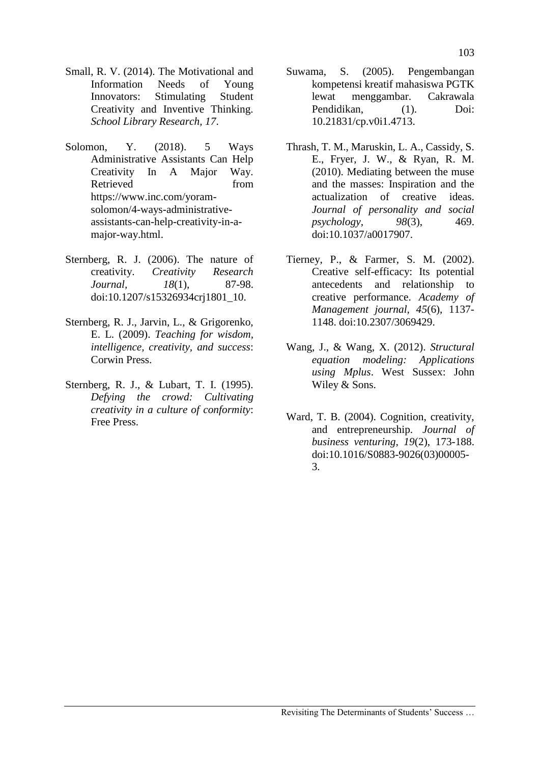Small, R. V. (2014). The Motivational and Information Needs of Young Innovators: Stimulating Student Creativity and Inventive Thinking. *School Library Research, 17*.

Solomon, Y. (2018). 5 Ways Administrative Assistants Can Help Creativity In A Major Way. Retrieved from https://www.inc.com/yoram-solomon/4-ways-administrative-assistants-can-help-creativity-in-a-major-way.html.

Sternberg, R. J. (2006). The nature of creativity. *Creativity Research Journal, 18*(1), 87-98. doi:10.1207/s15326934crj1801_10.

Sternberg, R. J., Jarvin, L., & Grigorenko, E. L. (2009). *Teaching for wisdom, intelligence, creativity, and success*: Corwin Press.

Sternberg, R. J., & Lubart, T. I. (1995). *Defying the crowd: Cultivating creativity in a culture of conformity*: Free Press.

Suwama, S. (2005). Pengembangan kompetensi kreatif mahasiswa PGTK lewat menggambar. Cakrawala Pendidikan, (1). Doi: 10.21831/cp.v0i1.4713.

Thrash, T. M., Maruskin, L. A., Cassidy, S. E., Fryer, J. W., & Ryan, R. M. (2010). Mediating between the muse and the masses: Inspiration and the actualization of creative ideas. *Journal of personality and social psychology, 98*(3), 469. doi:10.1037/a0017907.

Tierney, P., & Farmer, S. M. (2002). Creative self-efficacy: Its potential antecedents and relationship to creative performance. *Academy of Management journal, 45*(6), 1137-1148. doi:10.2307/3069429.

Wang, J., & Wang, X. (2012). *Structural equation modeling: Applications using Mplus*. West Sussex: John Wiley & Sons.

Ward, T. B. (2004). Cognition, creativity, and entrepreneurship. *Journal of business venturing, 19*(2), 173-188. doi:10.1016/S0883-9026(03)00005-3.